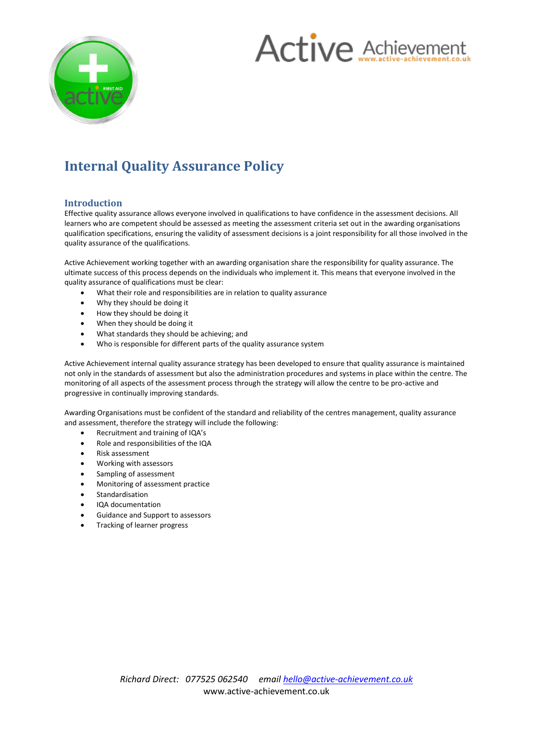# Internal Quality Assurance Policy

## Introduction

Effective quality assurance allows everyone involved in qualifications to have confidence in the assessment decisions. All learners who are competent should be assessed as meeting the assessment criteria set out in the awarding organisations qualification specifications, ensuring the validity of assessment decisions is a joint responsibility for all those involved in the quality assurance of the qualifications.

Active Achievement working together with an awarding organisation share the responsibility for quality assurance. The ultimate success of this process depends on the individuals who implement it. This means that everyone involved in the quality assurance of qualifications must be clear:

- What their role and responsibilities are in relation to quality assurance
- Why they should be doing it
- How they should be doing it
- When they should be doing it
- What standards they should be achieving; and
- Who is responsible for different parts of the quality assurance system

Active Achievement internal quality assurance strategy has been developed to ensure that quality assurance is maintained not only in the standards of assessment but also the administration procedures and systems in place within the centre. The monitoring of all aspects of the assessment process through the strategy will allow the centre to be pro-active and progressive in continually improving standards.

Awarding Organisations must be confident of the standard and reliability of the centres management, quality assurance and assessment, therefore the strategy will include the following:

- Recruitment and training of IQA's
- Role and responsibilities of the IQA
- Risk assessment
- Working with assessors
- Sampling of assessment
- Monitoring of assessment practice
- Standardisation
- IQA documentation
- Guidance and Support to assessors
- Tracking of learner progress

*Richard Direct: 077525 062540 email hello@active-achievement.co.uk*
www.active-achievement.co.uk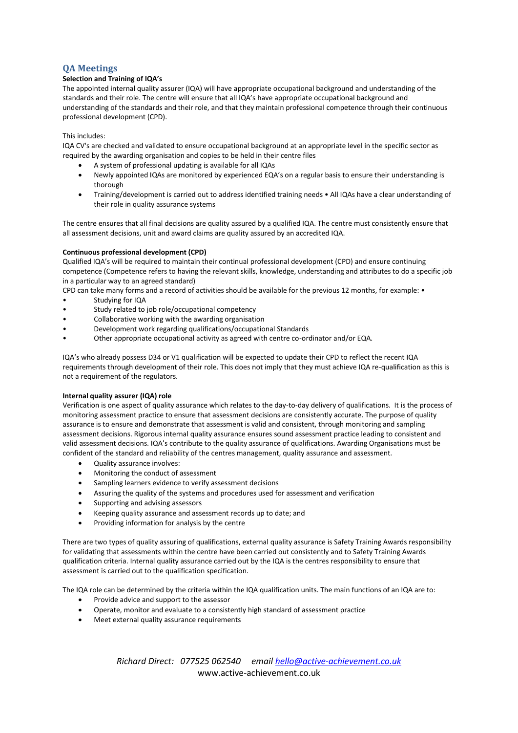## QA Meetings

**Selection and Training of IQA's**

The appointed internal quality assurer (IQA) will have appropriate occupational background and understanding of the standards and their role. The centre will ensure that all IQA's have appropriate occupational background and understanding of the standards and their role, and that they maintain professional competence through their continuous professional development (CPD).

This includes:

IQA CV's are checked and validated to ensure occupational background at an appropriate level in the specific sector as required by the awarding organisation and copies to be held in their centre files

- A system of professional updating is available for all IQAs
- Newly appointed IQAs are monitored by experienced EQA's on a regular basis to ensure their understanding is thorough
- Training/development is carried out to address identified training needs • All IQAs have a clear understanding of their role in quality assurance systems

The centre ensures that all final decisions are quality assured by a qualified IQA. The centre must consistently ensure that all assessment decisions, unit and award claims are quality assured by an accredited IQA.

**Continuous professional development (CPD)**

Qualified IQA's will be required to maintain their continual professional development (CPD) and ensure continuing competence (Competence refers to having the relevant skills, knowledge, understanding and attributes to do a specific job in a particular way to an agreed standard)

CPD can take many forms and a record of activities should be available for the previous 12 months, for example: •

- Studying for IQA
- Study related to job role/occupational competency
- Collaborative working with the awarding organisation
- Development work regarding qualifications/occupational Standards
- Other appropriate occupational activity as agreed with centre co-ordinator and/or EQA.

IQA's who already possess D34 or V1 qualification will be expected to update their CPD to reflect the recent IQA requirements through development of their role. This does not imply that they must achieve IQA re-qualification as this is not a requirement of the regulators.

**Internal quality assurer (IQA) role**

Verification is one aspect of quality assurance which relates to the day-to-day delivery of qualifications. It is the process of monitoring assessment practice to ensure that assessment decisions are consistently accurate. The purpose of quality assurance is to ensure and demonstrate that assessment is valid and consistent, through monitoring and sampling assessment decisions. Rigorous internal quality assurance ensures sound assessment practice leading to consistent and valid assessment decisions. IQA's contribute to the quality assurance of qualifications. Awarding Organisations must be confident of the standard and reliability of the centres management, quality assurance and assessment.

- Quality assurance involves:
- Monitoring the conduct of assessment
- Sampling learners evidence to verify assessment decisions
- Assuring the quality of the systems and procedures used for assessment and verification
- Supporting and advising assessors
- Keeping quality assurance and assessment records up to date; and
- Providing information for analysis by the centre

There are two types of quality assuring of qualifications, external quality assurance is Safety Training Awards responsibility for validating that assessments within the centre have been carried out consistently and to Safety Training Awards qualification criteria. Internal quality assurance carried out by the IQA is the centres responsibility to ensure that assessment is carried out to the qualification specification.

The IQA role can be determined by the criteria within the IQA qualification units. The main functions of an IQA are to:

- Provide advice and support to the assessor
- Operate, monitor and evaluate to a consistently high standard of assessment practice
- Meet external quality assurance requirements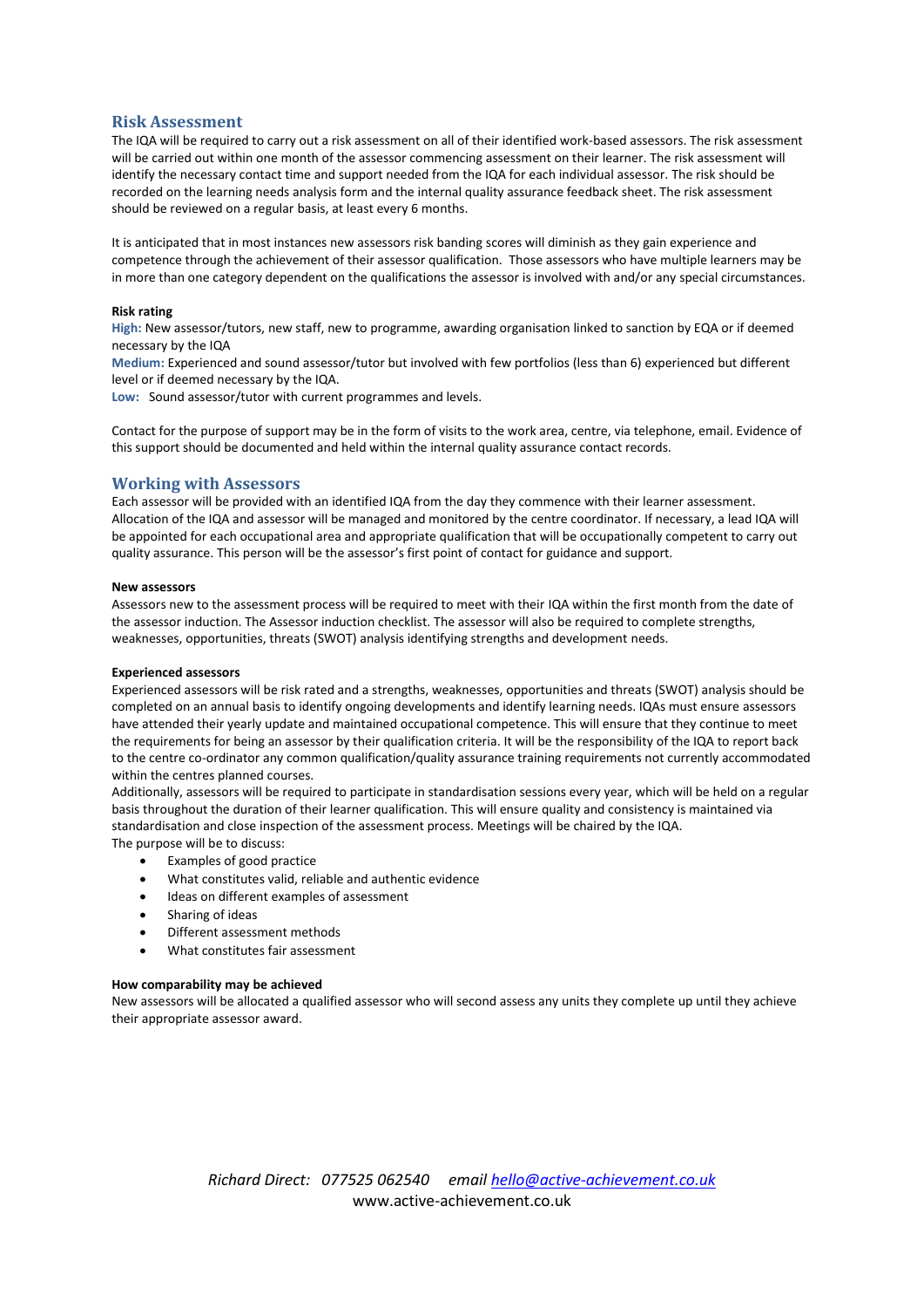## Risk Assessment

The IQA will be required to carry out a risk assessment on all of their identified work-based assessors. The risk assessment will be carried out within one month of the assessor commencing assessment on their learner. The risk assessment will identify the necessary contact time and support needed from the IQA for each individual assessor. The risk should be recorded on the learning needs analysis form and the internal quality assurance feedback sheet. The risk assessment should be reviewed on a regular basis, at least every 6 months.

It is anticipated that in most instances new assessors risk banding scores will diminish as they gain experience and competence through the achievement of their assessor qualification. Those assessors who have multiple learners may be in more than one category dependent on the qualifications the assessor is involved with and/or any special circumstances.

**Risk rating**

**High:** New assessor/tutors, new staff, new to programme, awarding organisation linked to sanction by EQA or if deemed necessary by the IQA

**Medium:** Experienced and sound assessor/tutor but involved with few portfolios (less than 6) experienced but different level or if deemed necessary by the IQA.

**Low:** Sound assessor/tutor with current programmes and levels.

Contact for the purpose of support may be in the form of visits to the work area, centre, via telephone, email. Evidence of this support should be documented and held within the internal quality assurance contact records.

## Working with Assessors

Each assessor will be provided with an identified IQA from the day they commence with their learner assessment. Allocation of the IQA and assessor will be managed and monitored by the centre coordinator. If necessary, a lead IQA will be appointed for each occupational area and appropriate qualification that will be occupationally competent to carry out quality assurance. This person will be the assessor's first point of contact for guidance and support.

**New assessors**

Assessors new to the assessment process will be required to meet with their IQA within the first month from the date of the assessor induction. The Assessor induction checklist. The assessor will also be required to complete strengths, weaknesses, opportunities, threats (SWOT) analysis identifying strengths and development needs.

**Experienced assessors**

Experienced assessors will be risk rated and a strengths, weaknesses, opportunities and threats (SWOT) analysis should be completed on an annual basis to identify ongoing developments and identify learning needs. IQAs must ensure assessors have attended their yearly update and maintained occupational competence. This will ensure that they continue to meet the requirements for being an assessor by their qualification criteria. It will be the responsibility of the IQA to report back to the centre co-ordinator any common qualification/quality assurance training requirements not currently accommodated within the centres planned courses.

Additionally, assessors will be required to participate in standardisation sessions every year, which will be held on a regular basis throughout the duration of their learner qualification. This will ensure quality and consistency is maintained via standardisation and close inspection of the assessment process. Meetings will be chaired by the IQA.

The purpose will be to discuss:

- Examples of good practice
- What constitutes valid, reliable and authentic evidence
- Ideas on different examples of assessment
- Sharing of ideas
- Different assessment methods
- What constitutes fair assessment

**How comparability may be achieved**

New assessors will be allocated a qualified assessor who will second assess any units they complete up until they achieve their appropriate assessor award.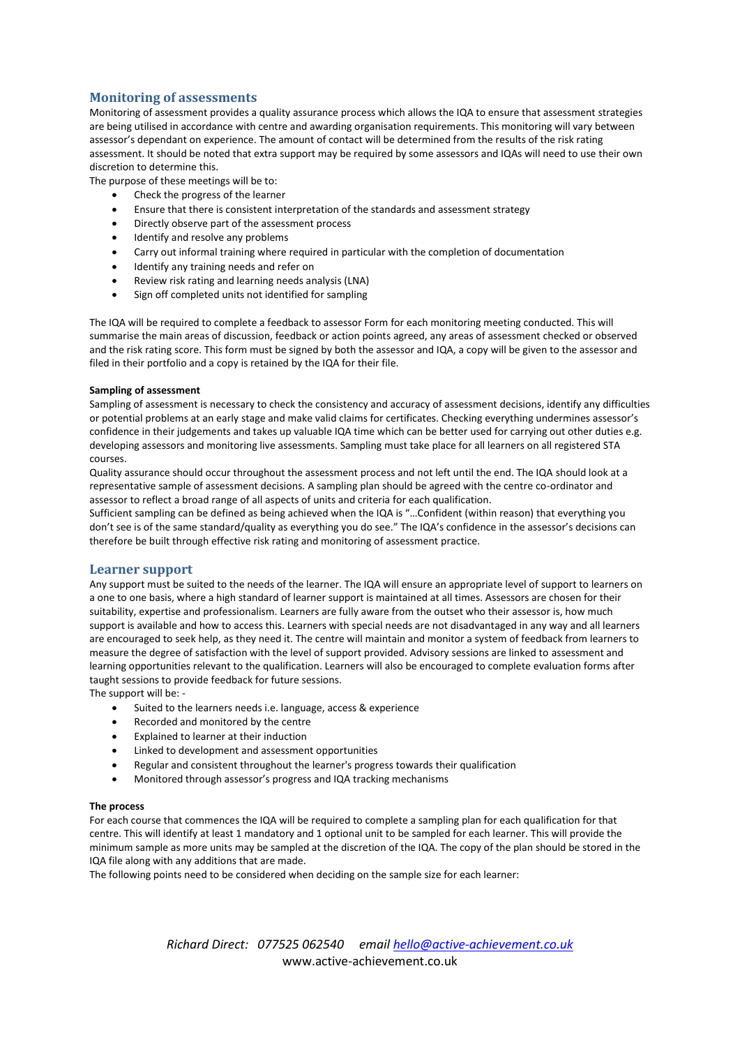## Monitoring of assessments

Monitoring of assessment provides a quality assurance process which allows the IQA to ensure that assessment strategies are being utilised in accordance with centre and awarding organisation requirements. This monitoring will vary between assessor's dependant on experience. The amount of contact will be determined from the results of the risk rating assessment. It should be noted that extra support may be required by some assessors and IQAs will need to use their own discretion to determine this.

The purpose of these meetings will be to:

- Check the progress of the learner
- Ensure that there is consistent interpretation of the standards and assessment strategy
- Directly observe part of the assessment process
- Identify and resolve any problems
- Carry out informal training where required in particular with the completion of documentation
- Identify any training needs and refer on
- Review risk rating and learning needs analysis (LNA)
- Sign off completed units not identified for sampling

The IQA will be required to complete a feedback to assessor Form for each monitoring meeting conducted. This will summarise the main areas of discussion, feedback or action points agreed, any areas of assessment checked or observed and the risk rating score. This form must be signed by both the assessor and IQA, a copy will be given to the assessor and filed in their portfolio and a copy is retained by the IQA for their file.

**Sampling of assessment**

Sampling of assessment is necessary to check the consistency and accuracy of assessment decisions, identify any difficulties or potential problems at an early stage and make valid claims for certificates. Checking everything undermines assessor's confidence in their judgements and takes up valuable IQA time which can be better used for carrying out other duties e.g. developing assessors and monitoring live assessments. Sampling must take place for all learners on all registered STA courses.

Quality assurance should occur throughout the assessment process and not left until the end. The IQA should look at a representative sample of assessment decisions. A sampling plan should be agreed with the centre co-ordinator and assessor to reflect a broad range of all aspects of units and criteria for each qualification.

Sufficient sampling can be defined as being achieved when the IQA is "…Confident (within reason) that everything you don't see is of the same standard/quality as everything you do see." The IQA's confidence in the assessor's decisions can therefore be built through effective risk rating and monitoring of assessment practice.

## Learner support

Any support must be suited to the needs of the learner. The IQA will ensure an appropriate level of support to learners on a one to one basis, where a high standard of learner support is maintained at all times. Assessors are chosen for their suitability, expertise and professionalism. Learners are fully aware from the outset who their assessor is, how much support is available and how to access this. Learners with special needs are not disadvantaged in any way and all learners are encouraged to seek help, as they need it. The centre will maintain and monitor a system of feedback from learners to measure the degree of satisfaction with the level of support provided. Advisory sessions are linked to assessment and learning opportunities relevant to the qualification. Learners will also be encouraged to complete evaluation forms after taught sessions to provide feedback for future sessions.

The support will be: -

- Suited to the learners needs i.e. language, access & experience
- Recorded and monitored by the centre
- Explained to learner at their induction
- Linked to development and assessment opportunities
- Regular and consistent throughout the learner's progress towards their qualification
- Monitored through assessor's progress and IQA tracking mechanisms

**The process**

For each course that commences the IQA will be required to complete a sampling plan for each qualification for that centre. This will identify at least 1 mandatory and 1 optional unit to be sampled for each learner. This will provide the minimum sample as more units may be sampled at the discretion of the IQA. The copy of the plan should be stored in the IQA file along with any additions that are made.

The following points need to be considered when deciding on the sample size for each learner: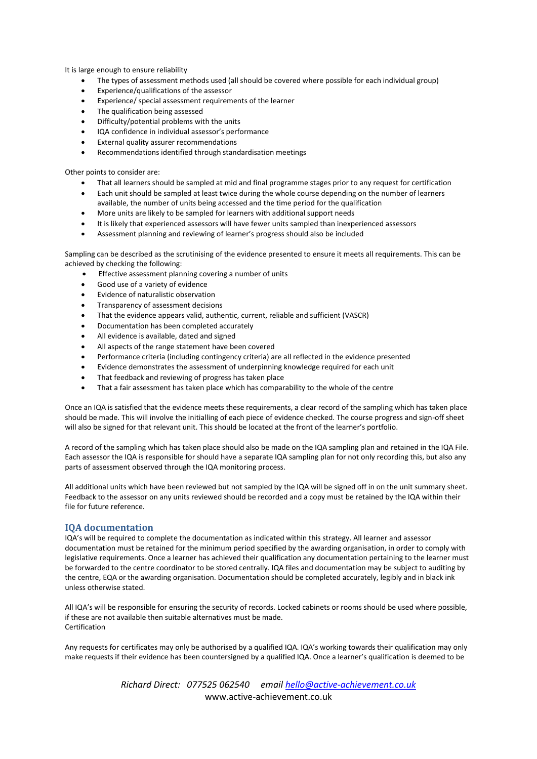It is large enough to ensure reliability

- The types of assessment methods used (all should be covered where possible for each individual group)
- Experience/qualifications of the assessor
- Experience/ special assessment requirements of the learner
- The qualification being assessed
- Difficulty/potential problems with the units
- IQA confidence in individual assessor's performance
- External quality assurer recommendations
- Recommendations identified through standardisation meetings

Other points to consider are:

- That all learners should be sampled at mid and final programme stages prior to any request for certification
- Each unit should be sampled at least twice during the whole course depending on the number of learners available, the number of units being accessed and the time period for the qualification
- More units are likely to be sampled for learners with additional support needs
- It is likely that experienced assessors will have fewer units sampled than inexperienced assessors
- Assessment planning and reviewing of learner's progress should also be included

Sampling can be described as the scrutinising of the evidence presented to ensure it meets all requirements. This can be achieved by checking the following:

- Effective assessment planning covering a number of units
- Good use of a variety of evidence
- Evidence of naturalistic observation
- Transparency of assessment decisions
- That the evidence appears valid, authentic, current, reliable and sufficient (VASCR)
- Documentation has been completed accurately
- All evidence is available, dated and signed
- All aspects of the range statement have been covered
- Performance criteria (including contingency criteria) are all reflected in the evidence presented
- Evidence demonstrates the assessment of underpinning knowledge required for each unit
- That feedback and reviewing of progress has taken place
- That a fair assessment has taken place which has comparability to the whole of the centre

Once an IQA is satisfied that the evidence meets these requirements, a clear record of the sampling which has taken place should be made. This will involve the initialling of each piece of evidence checked. The course progress and sign-off sheet will also be signed for that relevant unit. This should be located at the front of the learner's portfolio.

A record of the sampling which has taken place should also be made on the IQA sampling plan and retained in the IQA File. Each assessor the IQA is responsible for should have a separate IQA sampling plan for not only recording this, but also any parts of assessment observed through the IQA monitoring process.

All additional units which have been reviewed but not sampled by the IQA will be signed off in on the unit summary sheet. Feedback to the assessor on any units reviewed should be recorded and a copy must be retained by the IQA within their file for future reference.

## IQA documentation

IQA's will be required to complete the documentation as indicated within this strategy. All learner and assessor documentation must be retained for the minimum period specified by the awarding organisation, in order to comply with legislative requirements. Once a learner has achieved their qualification any documentation pertaining to the learner must be forwarded to the centre coordinator to be stored centrally. IQA files and documentation may be subject to auditing by the centre, EQA or the awarding organisation. Documentation should be completed accurately, legibly and in black ink unless otherwise stated.

All IQA's will be responsible for ensuring the security of records. Locked cabinets or rooms should be used where possible, if these are not available then suitable alternatives must be made.
Certification

Any requests for certificates may only be authorised by a qualified IQA. IQA's working towards their qualification may only make requests if their evidence has been countersigned by a qualified IQA. Once a learner's qualification is deemed to be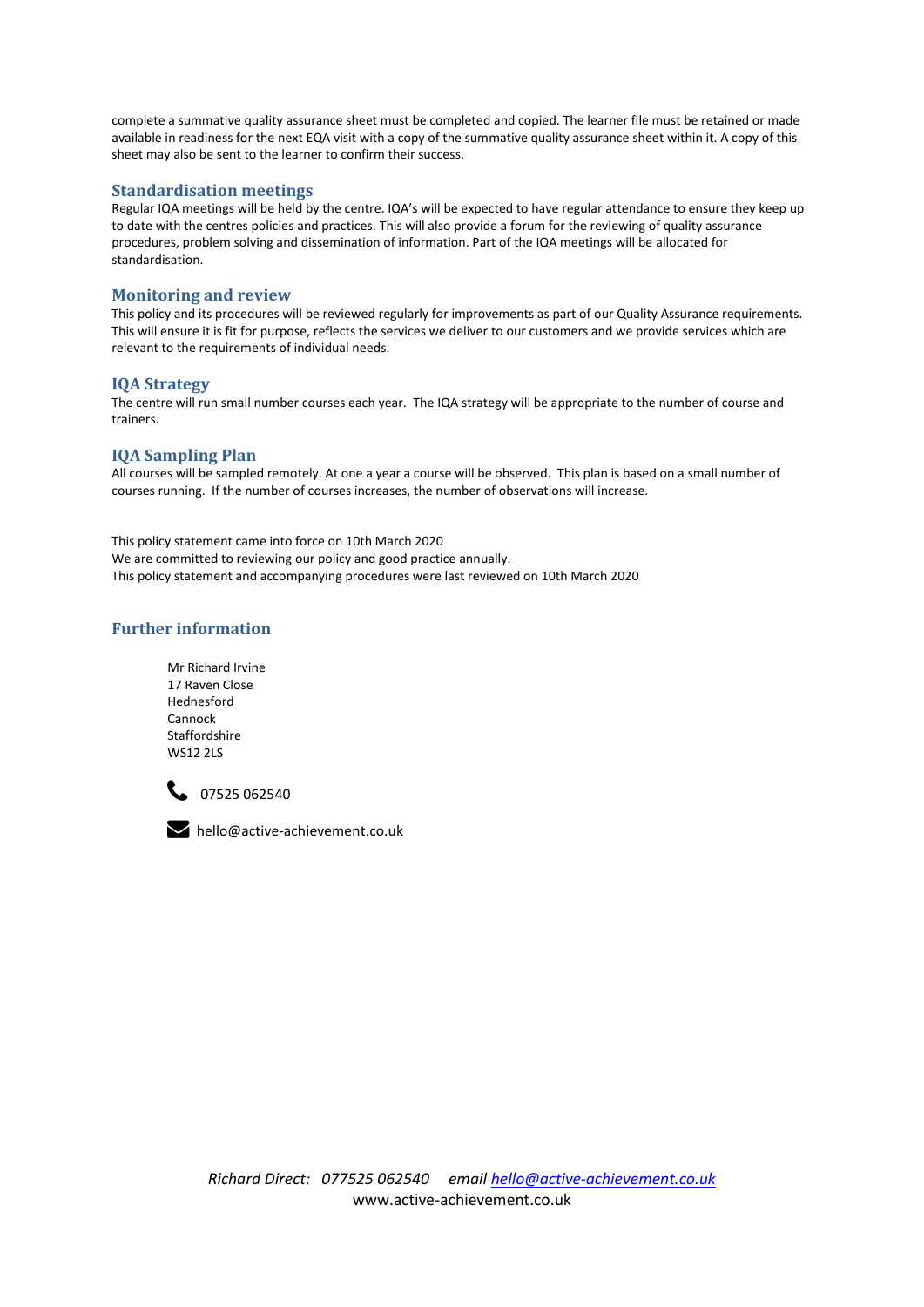complete a summative quality assurance sheet must be completed and copied. The learner file must be retained or made available in readiness for the next EQA visit with a copy of the summative quality assurance sheet within it. A copy of this sheet may also be sent to the learner to confirm their success.

## Standardisation meetings

Regular IQA meetings will be held by the centre. IQA's will be expected to have regular attendance to ensure they keep up to date with the centres policies and practices. This will also provide a forum for the reviewing of quality assurance procedures, problem solving and dissemination of information. Part of the IQA meetings will be allocated for standardisation.

## Monitoring and review

This policy and its procedures will be reviewed regularly for improvements as part of our Quality Assurance requirements. This will ensure it is fit for purpose, reflects the services we deliver to our customers and we provide services which are relevant to the requirements of individual needs.

## IQA Strategy

The centre will run small number courses each year. The IQA strategy will be appropriate to the number of course and trainers.

## IQA Sampling Plan

All courses will be sampled remotely. At one a year a course will be observed. This plan is based on a small number of courses running. If the number of courses increases, the number of observations will increase.

This policy statement came into force on 10th March 2020
We are committed to reviewing our policy and good practice annually.
This policy statement and accompanying procedures were last reviewed on 10th March 2020

## Further information

Mr Richard Irvine
17 Raven Close
Hednesford
Cannock
Staffordshire
WS12 2LS

07525 062540

hello@active-achievement.co.uk